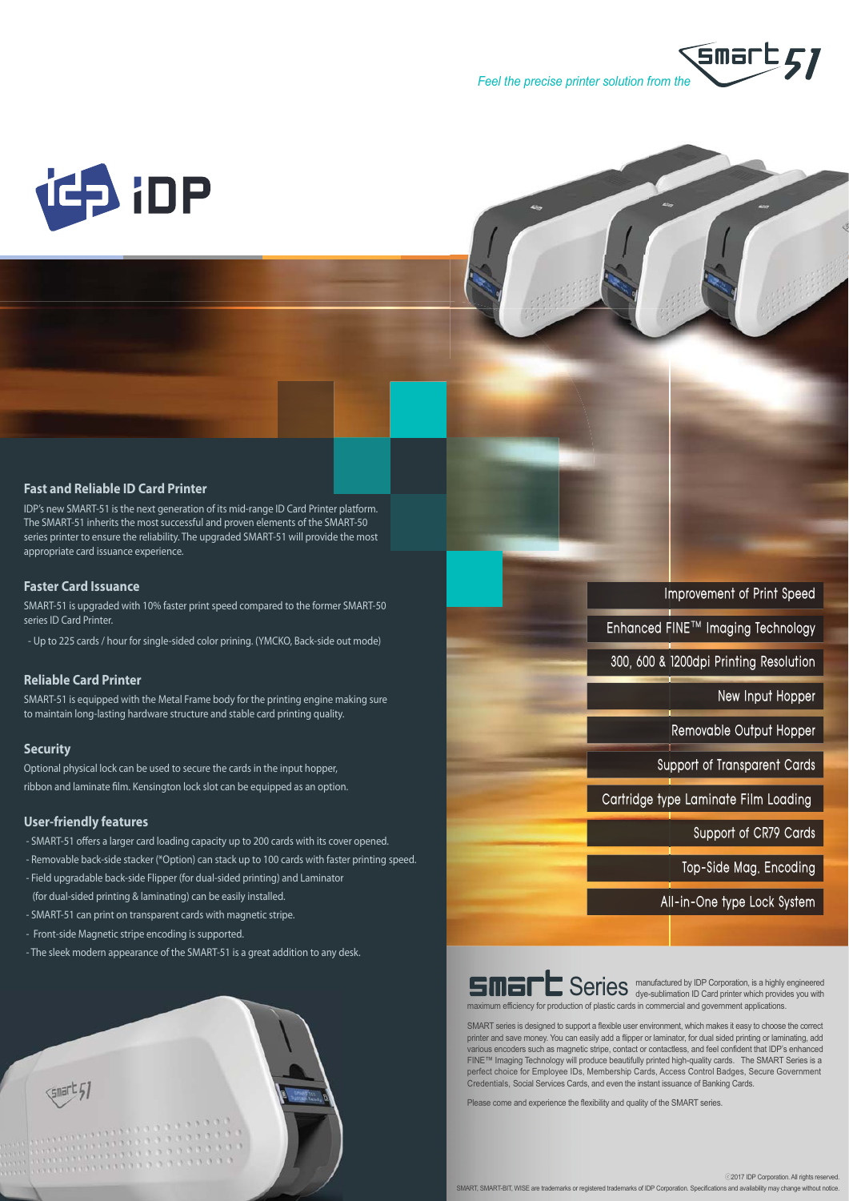*Feel the precise printer solution from the* smart 51

iDP

## Fast and Reliable ID Card Printer

IDP's new SMART-51 is the next generation of its mid-range ID Card Printer platform. The SMART-51 inherits the most successful and proven elements of the SMART-50 series printer to ensure the reliability. The upgraded SMART-51 will provide the most appropriate card issuance experience.

## Faster Card Issuance

SMART-51 is upgraded with 10% faster print speed compared to the former SMART-50 series ID Card Printer.

- Up to 225 cards / hour for single-sided color prining. (YMCKO, Back-side out mode)

## Reliable Card Printer

SMART-51 is equipped with the Metal Frame body for the printing engine making sure to maintain long-lasting hardware structure and stable card printing quality.

## Security

Optional physical lock can be used to secure the cards in the input hopper, ribbon and laminate film. Kensington lock slot can be equipped as an option.

## User-friendly features

- SMART-51 offers a larger card loading capacity up to 200 cards with its cover opened.
- Removable back-side stacker (*Option) can stack up to 100 cards with faster printing speed.
- Field upgradable back-side Flipper (for dual-sided printing) and Laminator (for dual-sided printing & laminating) can be easily installed.
- SMART-51 can print on transparent cards with magnetic stripe.
- Front-side Magnetic stripe encoding is supported.
- The sleek modern appearance of the SMART-51 is a great addition to any desk.

- Improvement of Print Speed
- Enhanced FINE™ Imaging Technology
- 300, 600 & 1200dpi Printing Resolution
- New Input Hopper
- Removable Output Hopper
- Support of Transparent Cards
- Cartridge type Laminate Film Loading
- Support of CR79 Cards
- Top-Side Mag. Encoding
- All-in-One type Lock System

**smart Series** manufactured by IDP Corporation, is a highly engineered dye-sublimation ID Card printer which provides you with maximum efficiency for production of plastic cards in commercial and government applications.

SMART series is designed to support a flexible user environment, which makes it easy to choose the correct printer and save money. You can easily add a flipper or laminator, for dual sided printing or laminating, add various encoders such as magnetic stripe, contact or contactless, and feel confident that IDP's enhanced FINE™ Imaging Technology will produce beautifully printed high-quality cards. The SMART Series is a perfect choice for Employee IDs, Membership Cards, Access Control Badges, Secure Government Credentials, Social Services Cards, and even the instant issuance of Banking Cards.

Please come and experience the flexibility and quality of the SMART series.

ⓒ2017 IDP Corporation. All rights reserved.

SMART, SMART-BIT, WISE are trademarks or registered trademarks of IDP Corporation. Specifications and availability may change without notice.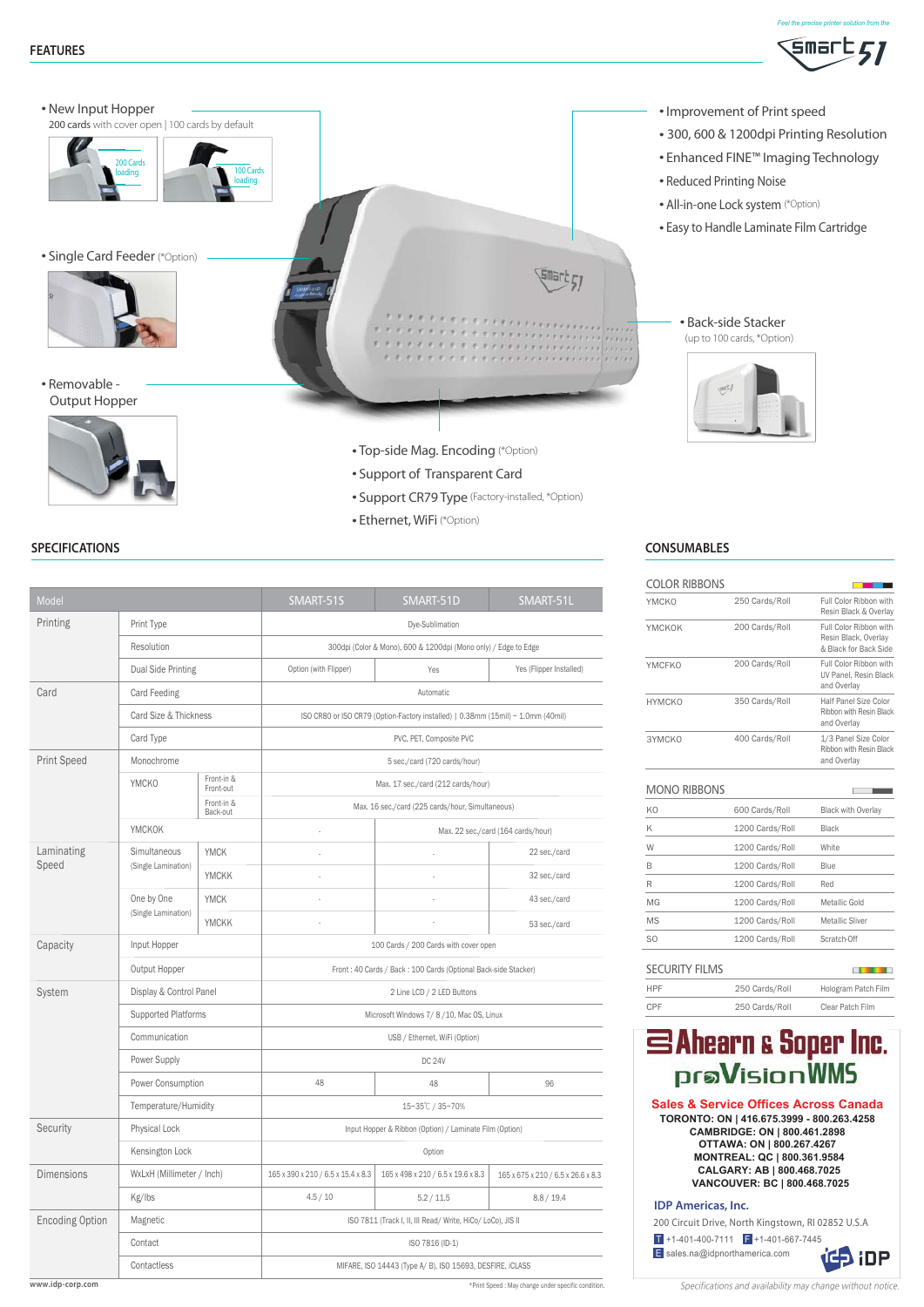## FEATURES

*Feel the precise printer solution from the*

smart 51

- New Input Hopper
  200 cards with cover open | 100 cards by default

200 Cards loading

100 Cards loading

- Single Card Feeder (*Option)
- Removable - Output Hopper
- Improvement of Print speed
- 300, 600 & 1200dpi Printing Resolution
- Enhanced FINE™ Imaging Technology
- Reduced Printing Noise
- All-in-one Lock system (*Option)
- Easy to Handle Laminate Film Cartridge
- Back-side Stacker
  (up to 100 cards, *Option)
- Top-side Mag. Encoding (*Option)
- Support of Transparent Card
- Support CR79 Type (Factory-installed, *Option)
- Ethernet, WiFi (*Option)

## SPECIFICATIONS

| Model | | | SMART-51S | SMART-51D | SMART-51L |
|---|---|---|---|---|---|
| Printing | Print Type | | Dye-Sublimation | | |
| | Resolution | | 300dpi (Color & Mono), 600 & 1200dpi (Mono only) / Edge to Edge | | |
| | Dual Side Printing | | Option (with Flipper) | Yes | Yes (Flipper Installed) |
| Card | Card Feeding | | Automatic | | |
| | Card Size & Thickness | | ISO CR80 or ISO CR79 (Option-Factory installed) \| 0.38mm (15mil) ~ 1.0mm (40mil) | | |
| | Card Type | | PVC, PET, Composite PVC | | |
| Print Speed | Monochrome | | 5 sec./card (720 cards/hour) | | |
| | YMCKO | Front-in & Front-out | Max. 17 sec./card (212 cards/hour) | | |
| | | Front-in & Back-out | Max. 16 sec./card (225 cards/hour, Simultaneous) | | |
| | YMCKOK | | - | Max. 22 sec./card (164 cards/hour) | |
| Laminating Speed | Simultaneous (Single Lamination) | YMCK | - | - | 22 sec./card |
| | | YMCKK | - | - | 32 sec./card |
| | One by One (Single Lamination) | YMCK | - | - | 43 sec./card |
| | | YMCKK | - | - | 53 sec./card |
| Capacity | Input Hopper | | 100 Cards / 200 Cards with cover open | | |
| | Output Hopper | | Front : 40 Cards / Back : 100 Cards (Optional Back-side Stacker) | | |
| System | Display & Control Panel | | 2 Line LCD / 2 LED Buttons | | |
| | Supported Platforms | | Microsoft Windows 7/ 8 /10, Mac OS, Linux | | |
| | Communication | | USB / Ethernet, WiFi (Option) | | |
| | Power Supply | | DC 24V | | |
| | Power Consumption | | 48 | 48 | 96 |
| | Temperature/Humidity | | 15~35℃ / 35~70% | | |
| Security | Physical Lock | | Input Hopper & Ribbon (Option) / Laminate Film (Option) | | |
| | Kensington Lock | | Option | | |
| Dimensions | WxLxH (Millimeter / Inch) | | 165 x 390 x 210 / 6.5 x 15.4 x 8.3 | 165 x 498 x 210 / 6.5 x 19.6 x 8.3 | 165 x 675 x 210 / 6.5 x 26.6 x 8.3 |
| | Kg/lbs | | 4.5 / 10 | 5.2 / 11.5 | 8.8 / 19.4 |
| Encoding Option | Magnetic | | ISO 7811 (Track I, II, III Read/ Write, HiCo/ LoCo), JIS II | | |
| | Contact | | ISO 7816 (ID-1) | | |
| | Contactless | | MIFARE, ISO 14443 (Type A/ B), ISO 15693, DESFIRE, iCLASS | | |

*Print Speed : May change under specific condition.

## CONSUMABLES

| COLOR RIBBONS | | |
|---|---|---|
| YMCKO | 250 Cards/Roll | Full Color Ribbon with Resin Black & Overlay |
| YMCKOK | 200 Cards/Roll | Full Color Ribbon with Resin Black, Overlay & Black for Back Side |
| YMCFKO | 200 Cards/Roll | Full Color Ribbon with UV Panel, Resin Black and Overlay |
| HYMCKO | 350 Cards/Roll | Half Panel Size Color Ribbon with Resin Black and Overlay |
| 3YMCKO | 400 Cards/Roll | 1/3 Panel Size Color Ribbon with Resin Black and Overlay |

| MONO RIBBONS | | |
|---|---|---|
| KO | 600 Cards/Roll | Black with Overlay |
| K | 1200 Cards/Roll | Black |
| W | 1200 Cards/Roll | White |
| B | 1200 Cards/Roll | Blue |
| R | 1200 Cards/Roll | Red |
| MG | 1200 Cards/Roll | Metallic Gold |
| MS | 1200 Cards/Roll | Metallic Sliver |
| SO | 1200 Cards/Roll | Scratch-Off |

| SECURITY FILMS | | |
|---|---|---|
| HPF | 250 Cards/Roll | Hologram Patch Film |
| CPF | 250 Cards/Roll | Clear Patch Film |

**Ahearn & Soper Inc.**

**proVisionWMS**

**Sales & Service Offices Across Canada**

**TORONTO: ON | 416.675.3999 - 800.263.4258**
**CAMBRIDGE: ON | 800.461.2898**
**OTTAWA: ON | 800.267.4267**
**MONTREAL: QC | 800.361.9584**
**CALGARY: AB | 800.468.7025**
**VANCOUVER: BC | 800.468.7025**

**IDP Americas, Inc.**

200 Circuit Drive, North Kingstown, RI 02852 U.S.A

T +1-401-400-7111 F +1-401-667-7445

E sales.na@idpnorthamerica.com

IDP

www.idp-corp.com

*Specifications and availability may change without notice.*